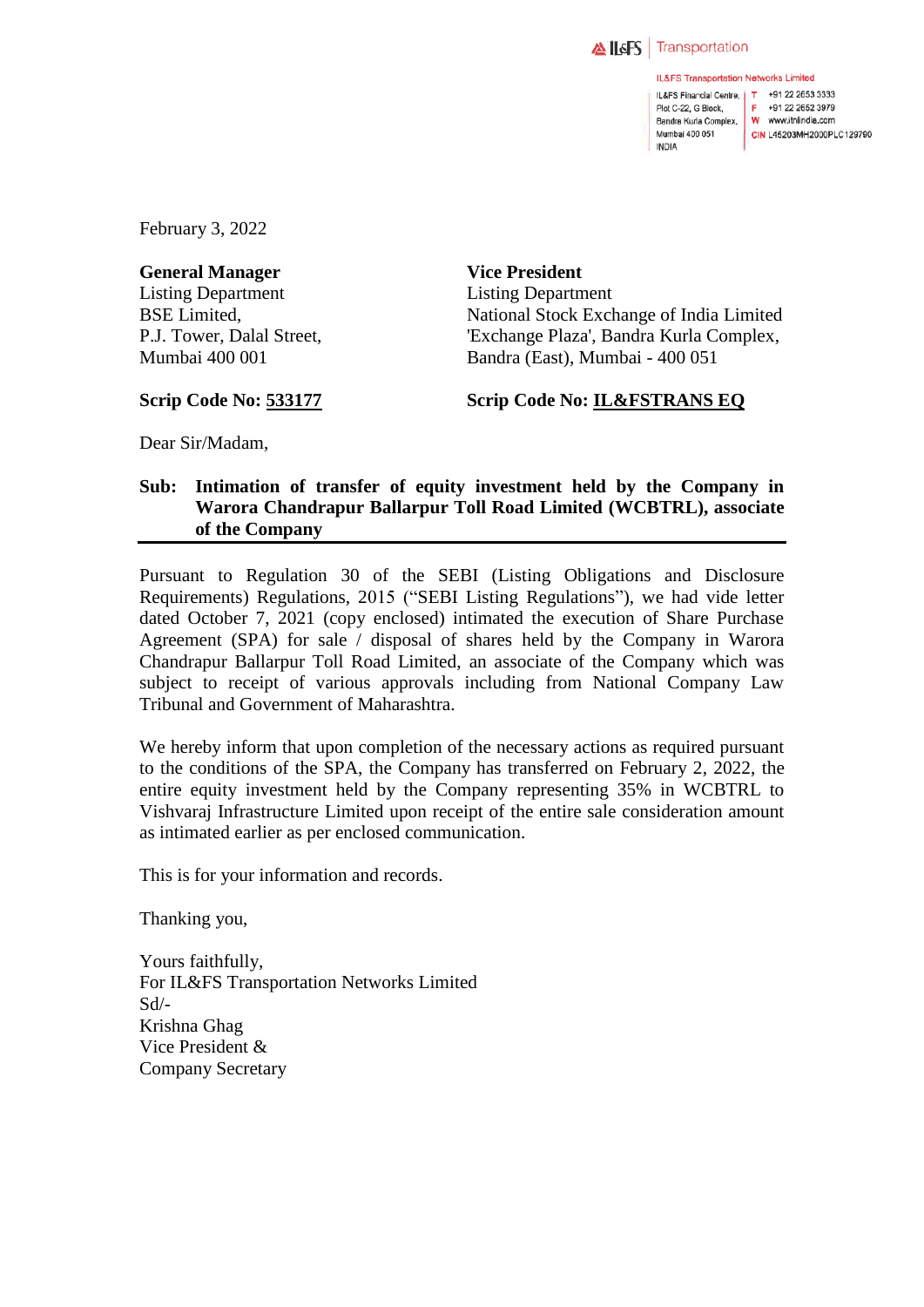IL&FS | Transportation

IL&FS Transportation Networks Limited

IL&FS Financial Centre,
Plot C-22, G Block,
Bandra Kurla Complex,
Mumbai 400 051
INDIA

T +91 22 2653 3333
F +91 22 2652 3979
W www.itnlindia.com
CIN L45203MH2000PLC129790

February 3, 2022

**General Manager**
Listing Department
BSE Limited,
P.J. Tower, Dalal Street,
Mumbai 400 001

**Scrip Code No: 533177**

**Vice President**
Listing Department
National Stock Exchange of India Limited
'Exchange Plaza', Bandra Kurla Complex,
Bandra (East), Mumbai - 400 051

**Scrip Code No: IL&FSTRANS EQ**

Dear Sir/Madam,

**Sub: Intimation of transfer of equity investment held by the Company in Warora Chandrapur Ballarpur Toll Road Limited (WCBTRL), associate of the Company**

Pursuant to Regulation 30 of the SEBI (Listing Obligations and Disclosure Requirements) Regulations, 2015 ("SEBI Listing Regulations"), we had vide letter dated October 7, 2021 (copy enclosed) intimated the execution of Share Purchase Agreement (SPA) for sale / disposal of shares held by the Company in Warora Chandrapur Ballarpur Toll Road Limited, an associate of the Company which was subject to receipt of various approvals including from National Company Law Tribunal and Government of Maharashtra.

We hereby inform that upon completion of the necessary actions as required pursuant to the conditions of the SPA, the Company has transferred on February 2, 2022, the entire equity investment held by the Company representing 35% in WCBTRL to Vishvaraj Infrastructure Limited upon receipt of the entire sale consideration amount as intimated earlier as per enclosed communication.

This is for your information and records.

Thanking you,

Yours faithfully,
For IL&FS Transportation Networks Limited
Sd/-
Krishna Ghag
Vice President &
Company Secretary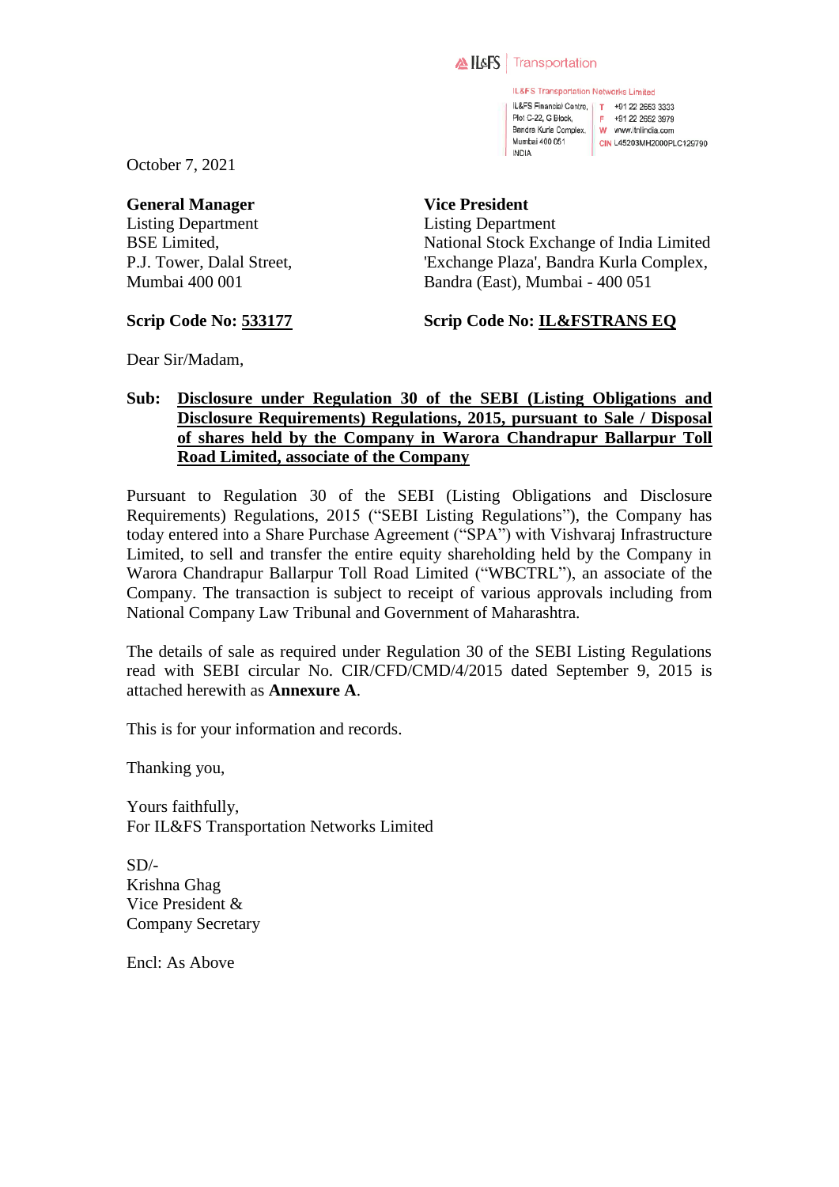IL&FS | Transportation

IL&FS Transportation Networks Limited
IL&FS Financial Centre, Plot C-22, G Block, Bandra Kurla Complex, Mumbai 400 051 INDIA
T +91 22 2653 3333
F +91 22 2652 3979
W www.itnlindia.com
CIN L45203MH2000PLC129790

October 7, 2021

**General Manager**
Listing Department
BSE Limited,
P.J. Tower, Dalal Street,
Mumbai 400 001

**Scrip Code No: 533177**

**Vice President**
Listing Department
National Stock Exchange of India Limited
'Exchange Plaza', Bandra Kurla Complex,
Bandra (East), Mumbai - 400 051

**Scrip Code No: IL&FSTRANS EQ**

Dear Sir/Madam,

**Sub: Disclosure under Regulation 30 of the SEBI (Listing Obligations and Disclosure Requirements) Regulations, 2015, pursuant to Sale / Disposal of shares held by the Company in Warora Chandrapur Ballarpur Toll Road Limited, associate of the Company**

Pursuant to Regulation 30 of the SEBI (Listing Obligations and Disclosure Requirements) Regulations, 2015 ("SEBI Listing Regulations"), the Company has today entered into a Share Purchase Agreement ("SPA") with Vishvaraj Infrastructure Limited, to sell and transfer the entire equity shareholding held by the Company in Warora Chandrapur Ballarpur Toll Road Limited ("WBCTRL"), an associate of the Company. The transaction is subject to receipt of various approvals including from National Company Law Tribunal and Government of Maharashtra.

The details of sale as required under Regulation 30 of the SEBI Listing Regulations read with SEBI circular No. CIR/CFD/CMD/4/2015 dated September 9, 2015 is attached herewith as **Annexure A**.

This is for your information and records.

Thanking you,

Yours faithfully,
For IL&FS Transportation Networks Limited

SD/-
Krishna Ghag
Vice President &
Company Secretary

Encl: As Above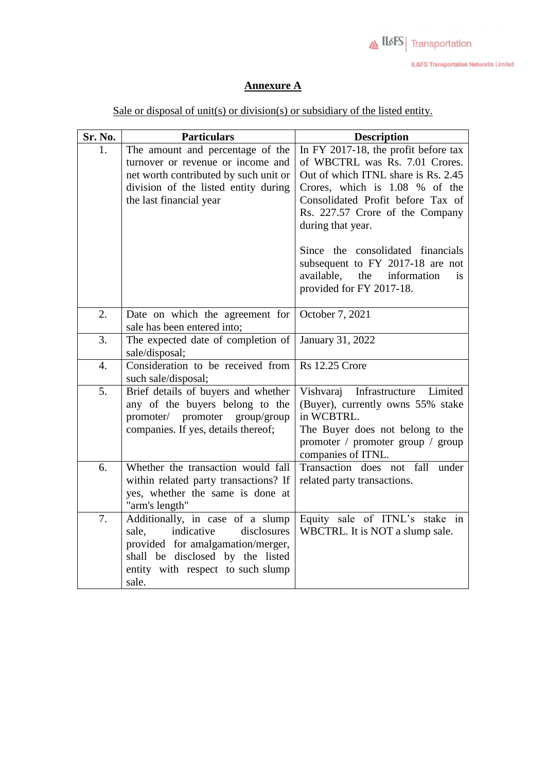# Annexure A

Sale or disposal of unit(s) or division(s) or subsidiary of the listed entity.

| Sr. No. | Particulars | Description |
|---|---|---|
| 1. | The amount and percentage of the turnover or revenue or income and net worth contributed by such unit or division of the listed entity during the last financial year | In FY 2017-18, the profit before tax of WBCTRL was Rs. 7.01 Crores. Out of which ITNL share is Rs. 2.45 Crores, which is 1.08 % of the Consolidated Profit before Tax of Rs. 227.57 Crore of the Company during that year.<br><br>Since the consolidated financials subsequent to FY 2017-18 are not available, the information is provided for FY 2017-18. |
| 2. | Date on which the agreement for sale has been entered into; | October 7, 2021 |
| 3. | The expected date of completion of sale/disposal; | January 31, 2022 |
| 4. | Consideration to be received from such sale/disposal; | Rs 12.25 Crore |
| 5. | Brief details of buyers and whether any of the buyers belong to the promoter/ promoter group/group companies. If yes, details thereof; | Vishvaraj Infrastructure Limited (Buyer), currently owns 55% stake in WCBTRL.<br>The Buyer does not belong to the promoter / promoter group / group companies of ITNL. |
| 6. | Whether the transaction would fall within related party transactions? If yes, whether the same is done at "arm's length" | Transaction does not fall under related party transactions. |
| 7. | Additionally, in case of a slump sale, indicative disclosures provided for amalgamation/merger, shall be disclosed by the listed entity with respect to such slump sale. | Equity sale of ITNL's stake in WBCTRL. It is NOT a slump sale. |